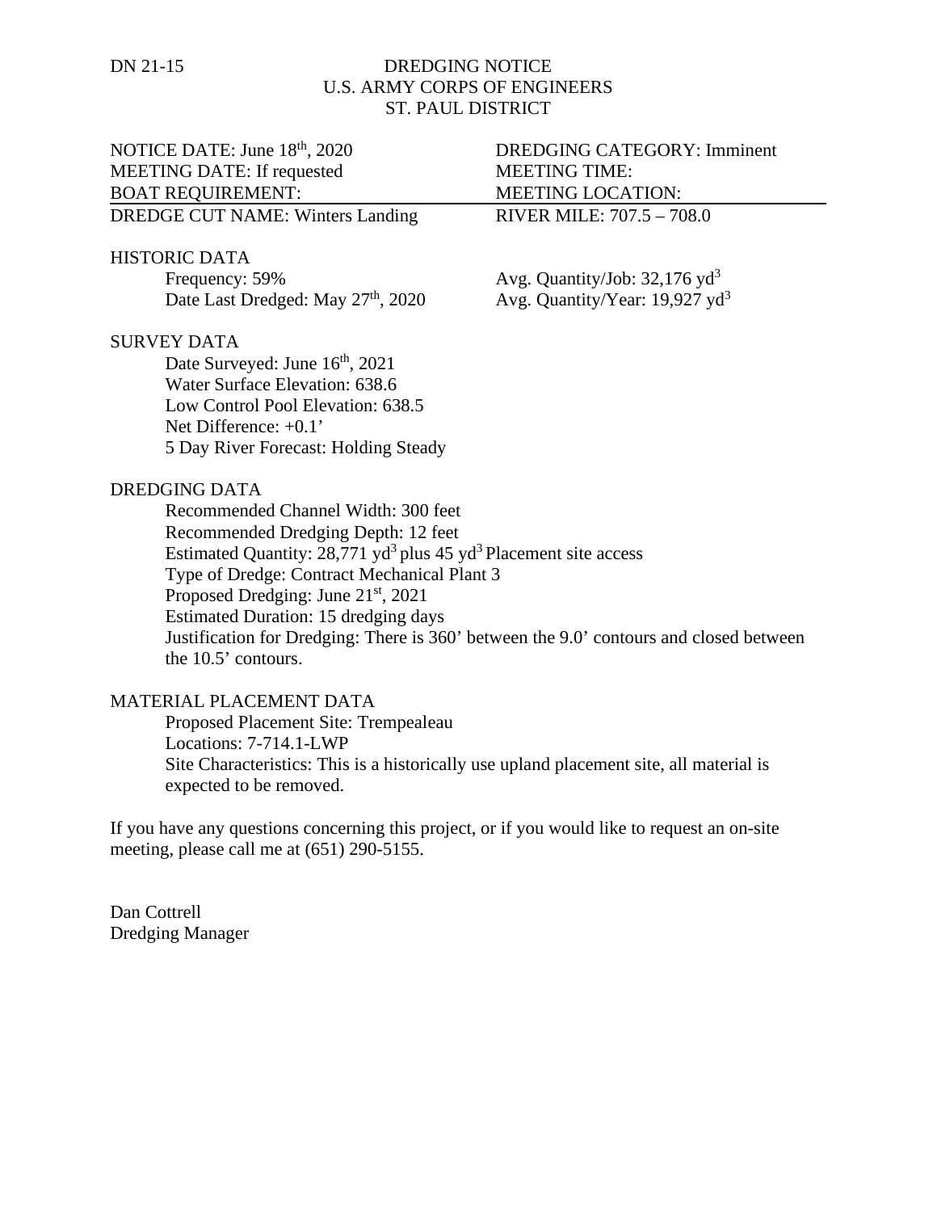DN 21-15

**DREDGING NOTICE**
**U.S. ARMY CORPS OF ENGINEERS**
**ST. PAUL DISTRICT**

| | |
|---|---|
| NOTICE DATE: June 18th, 2020 | DREDGING CATEGORY: Imminent |
| MEETING DATE: If requested | MEETING TIME: |
| BOAT REQUIREMENT: | MEETING LOCATION: |
| DREDGE CUT NAME: Winters Landing | RIVER MILE: 707.5 – 708.0 |

HISTORIC DATA

| | |
|---|---|
| Frequency: 59% | Avg. Quantity/Job: 32,176 $yd^3$ |
| Date Last Dredged: May 27th, 2020 | Avg. Quantity/Year: 19,927 $yd^3$ |

SURVEY DATA

Date Surveyed: June 16th, 2021
Water Surface Elevation: 638.6
Low Control Pool Elevation: 638.5
Net Difference: +0.1'
5 Day River Forecast: Holding Steady

DREDGING DATA

Recommended Channel Width: 300 feet
Recommended Dredging Depth: 12 feet
Estimated Quantity: 28,771 $yd^3$ plus 45 $yd^3$ Placement site access
Type of Dredge: Contract Mechanical Plant 3
Proposed Dredging: June 21st, 2021
Estimated Duration: 15 dredging days
Justification for Dredging: There is 360' between the 9.0' contours and closed between the 10.5' contours.

MATERIAL PLACEMENT DATA

Proposed Placement Site: Trempealeau
Locations: 7-714.1-LWP
Site Characteristics: This is a historically use upland placement site, all material is expected to be removed.

If you have any questions concerning this project, or if you would like to request an on-site meeting, please call me at (651) 290-5155.

Dan Cottrell
Dredging Manager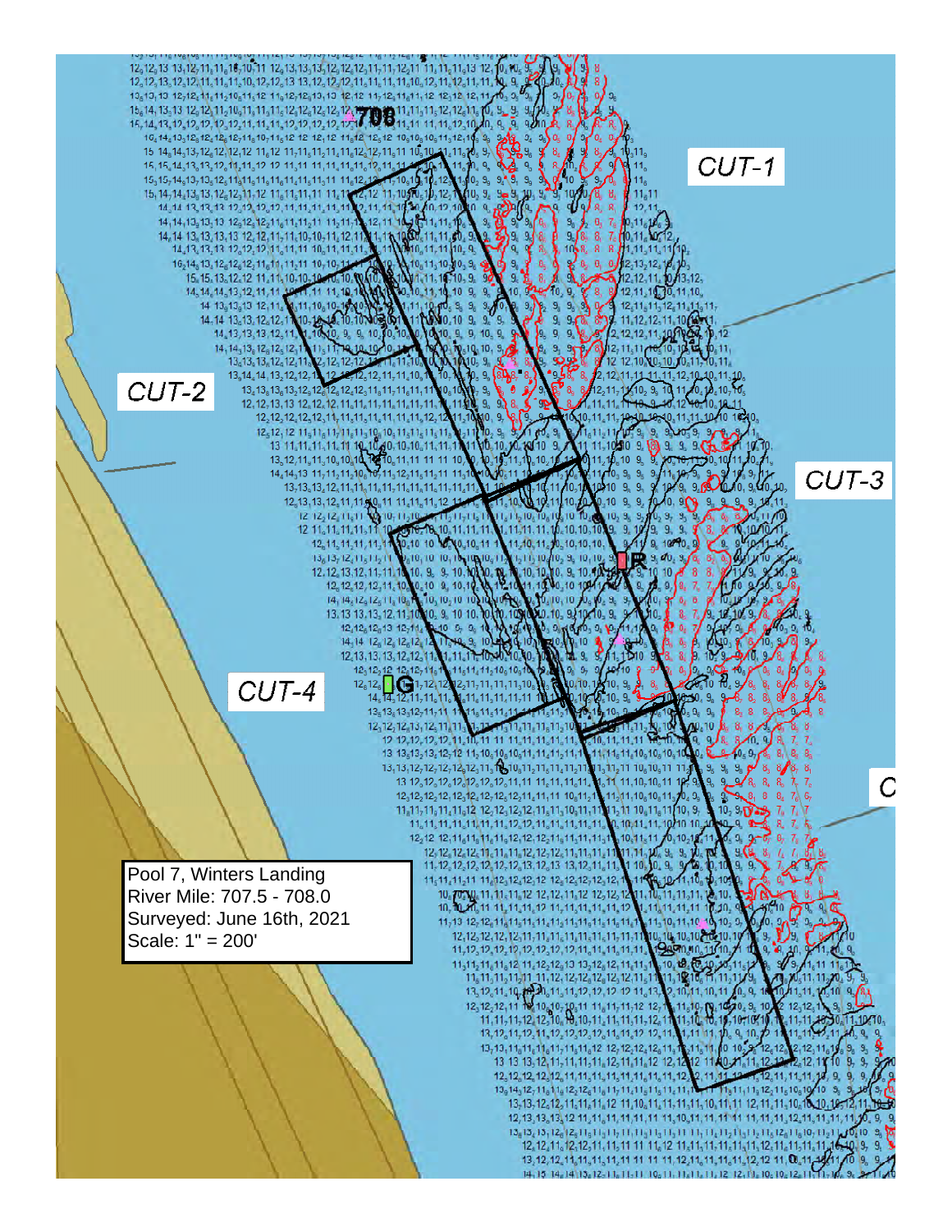CUT-1

CUT-2

CUT-3

CUT-4

Pool 7, Winters Landing
River Mile: 707.5 - 708.0
Surveyed: June 16th, 2021
Scale: 1" = 200'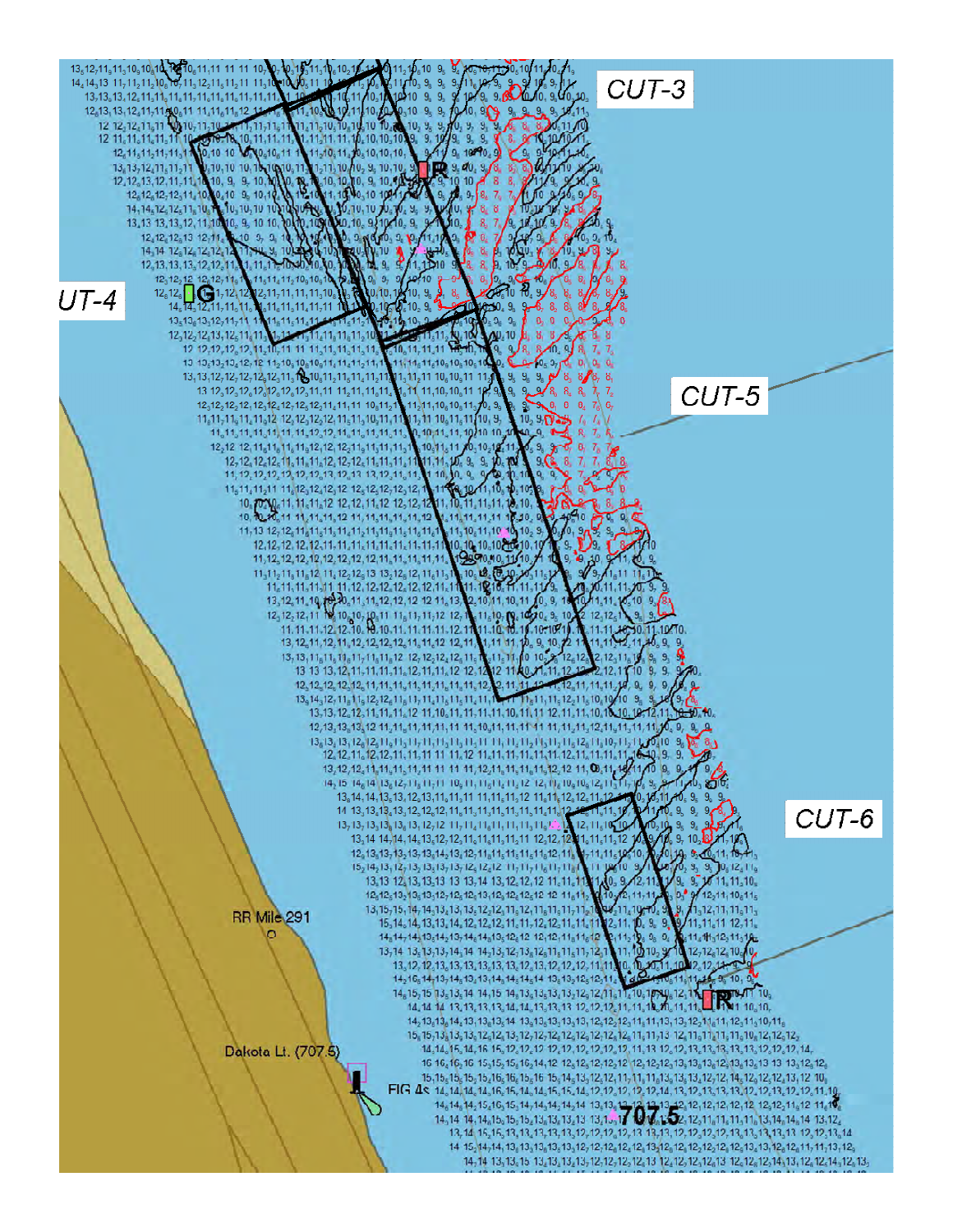CUT-3

UT-4

CUT-5

CUT-6

RR Mile 291

Dakota Lt. (707.5)

FIG 4s

707.5